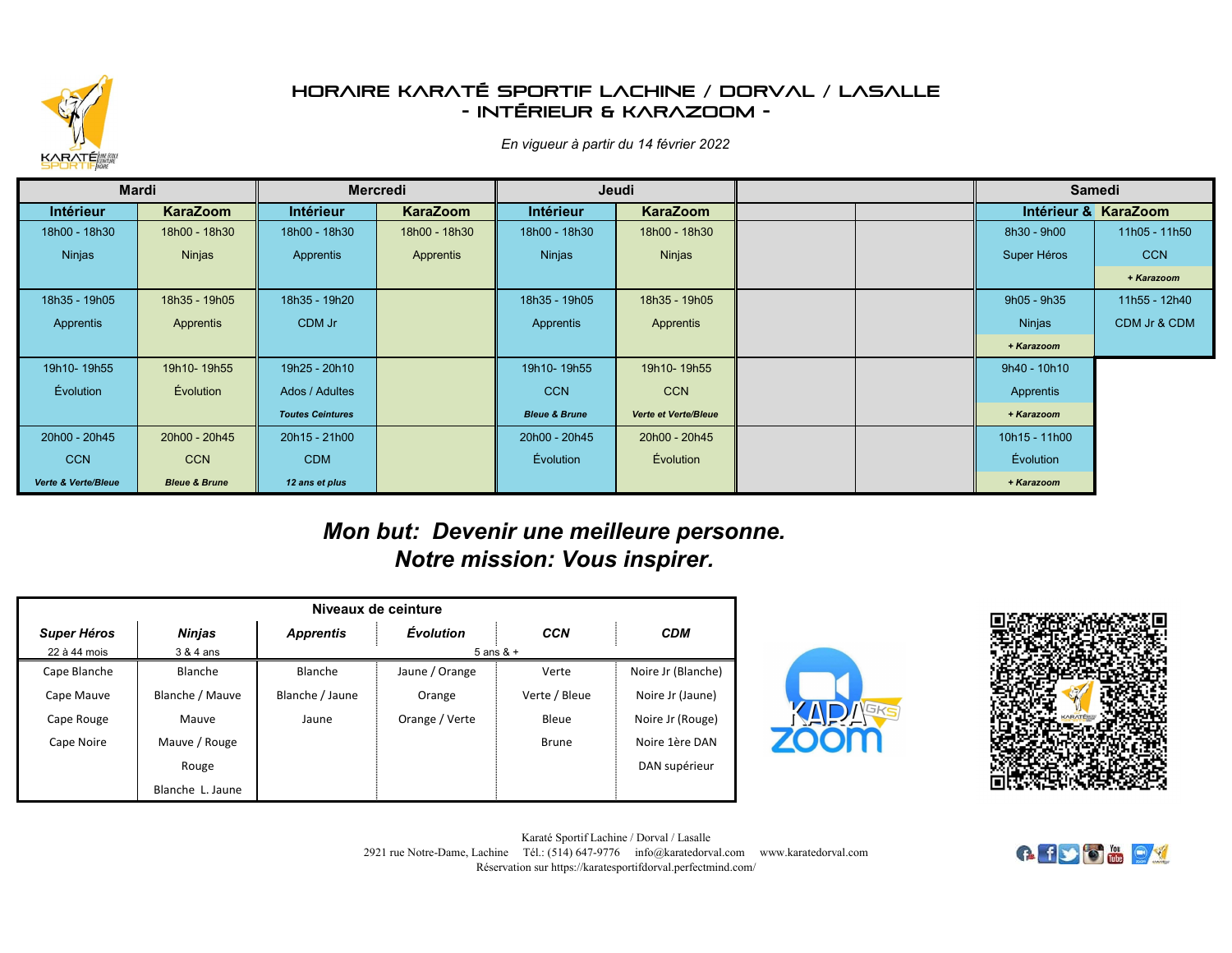# HORAIRE KARATÉ SPORTIF LACHINE / DORVAL / LASALLE
## - INTÉRIEUR & KARAZOOM -

*En vigueur à partir du 14 février 2022*

| Mardi | | Mercredi | | Jeudi | | | | Samedi | |
|---|---|---|---|---|---|---|---|---|---|
| Intérieur | KaraZoom | Intérieur | KaraZoom | Intérieur | KaraZoom | | | Intérieur & | KaraZoom |
| 18h00 - 18h30<br>Ninjas | 18h00 - 18h30<br>Ninjas | 18h00 - 18h30<br>Apprentis | 18h00 - 18h30<br>Apprentis | 18h00 - 18h30<br>Ninjas | 18h00 - 18h30<br>Ninjas | | | 8h30 - 9h00<br>Super Héros | 11h05 - 11h50<br>CCN<br>***+ Karazoom*** |
| 18h35 - 19h05<br>Apprentis | 18h35 - 19h05<br>Apprentis | 18h35 - 19h20<br>CDM Jr | | 18h35 - 19h05<br>Apprentis | 18h35 - 19h05<br>Apprentis | | | 9h05 - 9h35<br>Ninjas<br>***+ Karazoom*** | 11h55 - 12h40<br>CDM Jr & CDM |
| 19h10- 19h55<br>Évolution | 19h10- 19h55<br>Évolution | 19h25 - 20h10<br>Ados / Adultes<br>***Toutes Ceintures*** | | 19h10- 19h55<br>CCN<br>***Bleue & Brune*** | 19h10- 19h55<br>CCN<br>***Verte et Verte/Bleue*** | | | 9h40 - 10h10<br>Apprentis<br>***+ Karazoom*** | |
| 20h00 - 20h45<br>CCN<br>***Verte & Verte/Bleue*** | 20h00 - 20h45<br>CCN<br>***Bleue & Brune*** | 20h15 - 21h00<br>CDM<br>***12 ans et plus*** | | 20h00 - 20h45<br>Évolution | 20h00 - 20h45<br>Évolution | | | 10h15 - 11h00<br>Évolution<br>***+ Karazoom*** | |

***Mon but: Devenir une meilleure personne.***
***Notre mission: Vous inspirer.***

| Niveaux de ceinture | | | | | |
|---|---|---|---|---|---|
| ***Super Héros*** | ***Ninjas*** | ***Apprentis*** | ***Évolution*** | ***CCN*** | ***CDM*** |
| 22 à 44 mois | 3 & 4 ans | 5 ans & + | | | |
| Cape Blanche | Blanche | Blanche | Jaune / Orange | Verte | Noire Jr (Blanche) |
| Cape Mauve | Blanche / Mauve | Blanche / Jaune | Orange | Verte / Bleue | Noire Jr (Jaune) |
| Cape Rouge | Mauve | Jaune | Orange / Verte | Bleue | Noire Jr (Rouge) |
| Cape Noire | Mauve / Rouge | | | Brune | Noire 1ère DAN |
| | Rouge | | | | DAN supérieur |
| | Blanche L. Jaune | | | | |

Karaté Sportif Lachine / Dorval / Lasalle
2921 rue Notre-Dame, Lachine Tél.: (514) 647-9776 info@karatedorval.com www.karatedorval.com
Réservation sur https://karatesportifdorval.perfectmind.com/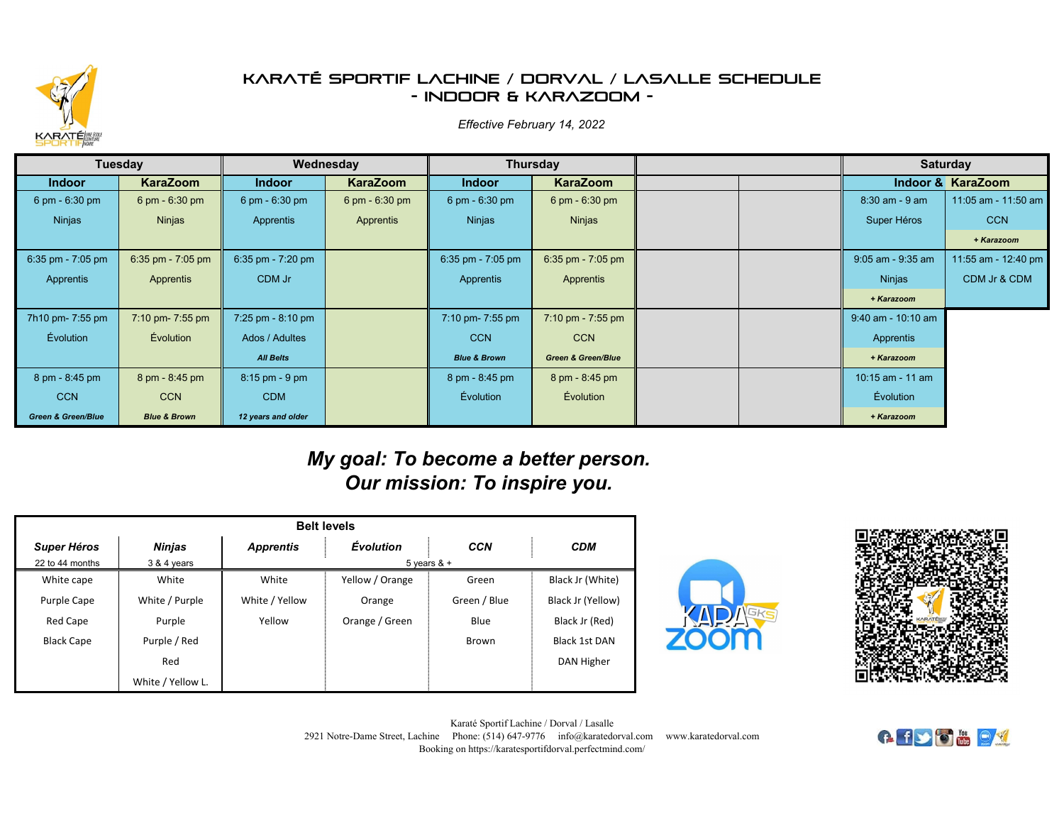# KARATÉ SPORTIF LACHINE / DORVAL / LASALLE SCHEDULE
## - INDOOR & KARAZOOM -

*Effective February 14, 2022*

| Tuesday | | Wednesday | | Thursday | | | | Saturday | |
|---|---|---|---|---|---|---|---|---|---|
| Indoor | KaraZoom | Indoor | KaraZoom | Indoor | KaraZoom | | | Indoor & | KaraZoom |
| 6 pm - 6:30 pm<br>Ninjas | 6 pm - 6:30 pm<br>Ninjas | 6 pm - 6:30 pm<br>Apprentis | 6 pm - 6:30 pm<br>Apprentis | 6 pm - 6:30 pm<br>Ninjas | 6 pm - 6:30 pm<br>Ninjas | | | 8:30 am - 9 am<br>Super Héros | 11:05 am - 11:50 am<br>CCN<br>*+ Karazoom* |
| 6:35 pm - 7:05 pm<br>Apprentis | 6:35 pm - 7:05 pm<br>Apprentis | 6:35 pm - 7:20 pm<br>CDM Jr | | 6:35 pm - 7:05 pm<br>Apprentis | 6:35 pm - 7:05 pm<br>Apprentis | | | 9:05 am - 9:35 am<br>Ninjas<br>*+ Karazoom* | 11:55 am - 12:40 pm<br>CDM Jr & CDM |
| 7h10 pm- 7:55 pm<br>Évolution | 7:10 pm- 7:55 pm<br>Évolution | 7:25 pm - 8:10 pm<br>Ados / Adultes<br>*All Belts* | | 7:10 pm- 7:55 pm<br>CCN<br>*Blue & Brown* | 7:10 pm - 7:55 pm<br>CCN<br>*Green & Green/Blue* | | | 9:40 am - 10:10 am<br>Apprentis<br>*+ Karazoom* | |
| 8 pm - 8:45 pm<br>CCN<br>*Green & Green/Blue* | 8 pm - 8:45 pm<br>CCN<br>*Blue & Brown* | 8:15 pm - 9 pm<br>CDM<br>*12 years and older* | | 8 pm - 8:45 pm<br>Évolution | 8 pm - 8:45 pm<br>Évolution | | | 10:15 am - 11 am<br>Évolution<br>*+ Karazoom* | |

***My goal: To become a better person.***
***Our mission: To inspire you.***

| Belt levels | | | | | |
|---|---|---|---|---|---|
| *Super Héros* | *Ninjas* | *Apprentis* | *Évolution* | *CCN* | *CDM* |
| 22 to 44 months | 3 & 4 years | 5 years & + | | | |
| White cape | White | White | Yellow / Orange | Green | Black Jr (White) |
| Purple Cape | White / Purple | White / Yellow | Orange | Green / Blue | Black Jr (Yellow) |
| Red Cape | Purple | Yellow | Orange / Green | Blue | Black Jr (Red) |
| Black Cape | Purple / Red | | | Brown | Black 1st DAN |
| | Red | | | | DAN Higher |
| | White / Yellow L. | | | | |

Karaté Sportif Lachine / Dorval / Lasalle
2921 Notre-Dame Street, Lachine Phone: (514) 647-9776 info@karatedorval.com www.karatedorval.com
Booking on https://karatesportifdorval.perfectmind.com/